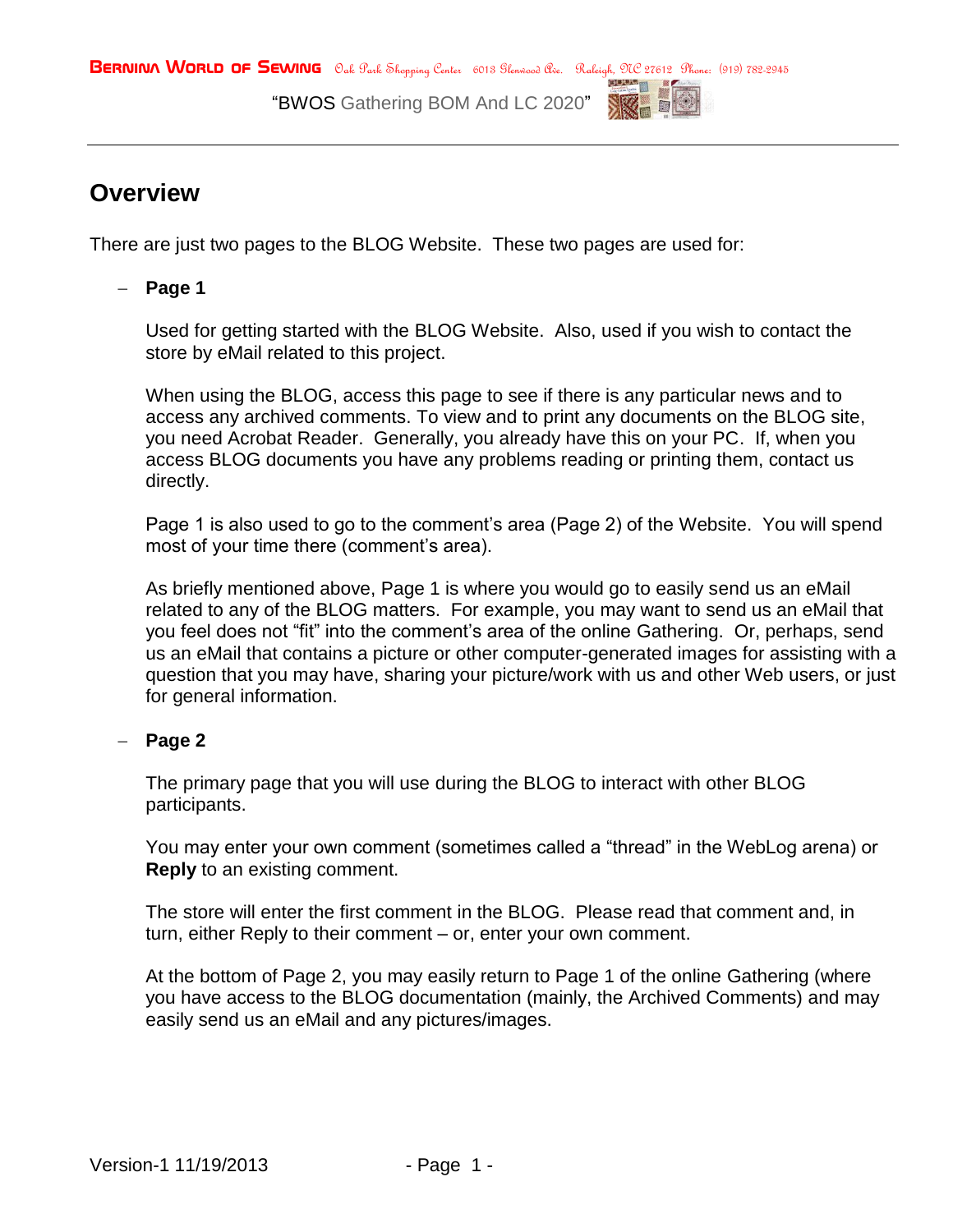## Overview

There are just two pages to the BLOG Website. These two pages are used for:

- **Page 1**

  Used for getting started with the BLOG Website. Also, used if you wish to contact the store by eMail related to this project.

  When using the BLOG, access this page to see if there is any particular news and to access any archived comments. To view and to print any documents on the BLOG site, you need Acrobat Reader. Generally, you already have this on your PC. If, when you access BLOG documents you have any problems reading or printing them, contact us directly.

  Page 1 is also used to go to the comment's area (Page 2) of the Website. You will spend most of your time there (comment's area).

  As briefly mentioned above, Page 1 is where you would go to easily send us an eMail related to any of the BLOG matters. For example, you may want to send us an eMail that you feel does not "fit" into the comment's area of the online Gathering. Or, perhaps, send us an eMail that contains a picture or other computer-generated images for assisting with a question that you may have, sharing your picture/work with us and other Web users, or just for general information.

- **Page 2**

  The primary page that you will use during the BLOG to interact with other BLOG participants.

  You may enter your own comment (sometimes called a "thread" in the WebLog arena) or **Reply** to an existing comment.

  The store will enter the first comment in the BLOG. Please read that comment and, in turn, either Reply to their comment – or, enter your own comment.

  At the bottom of Page 2, you may easily return to Page 1 of the online Gathering (where you have access to the BLOG documentation (mainly, the Archived Comments) and may easily send us an eMail and any pictures/images.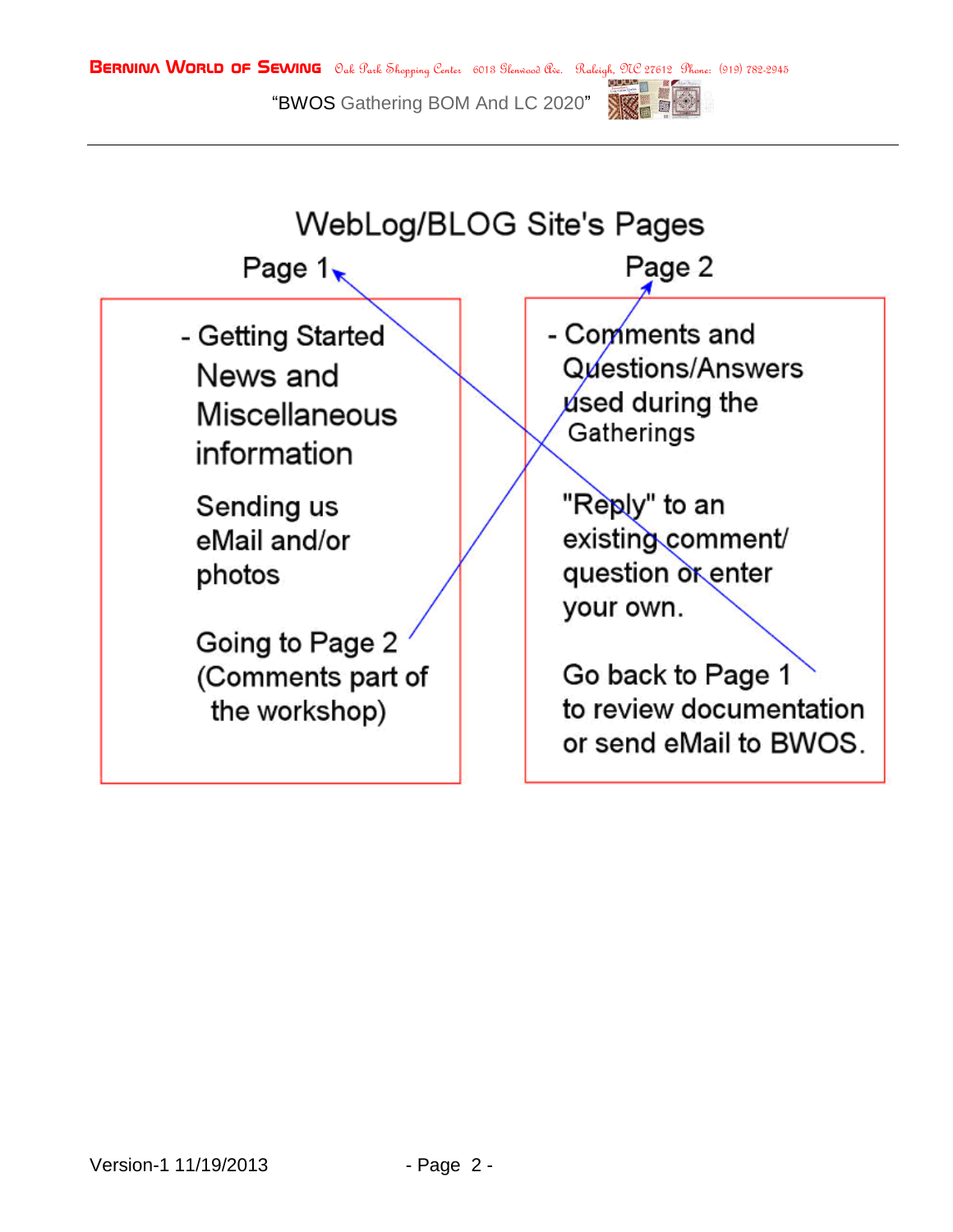# WebLog/BLOG Site's Pages

## Page 1

- Getting Started News and Miscellaneous information

Sending us eMail and/or photos

Going to Page 2 (Comments part of the workshop)

## Page 2

- Comments and Questions/Answers used during the Gatherings

"Reply" to an existing comment/ question or enter your own.

Go back to Page 1 to review documentation or send eMail to BWOS.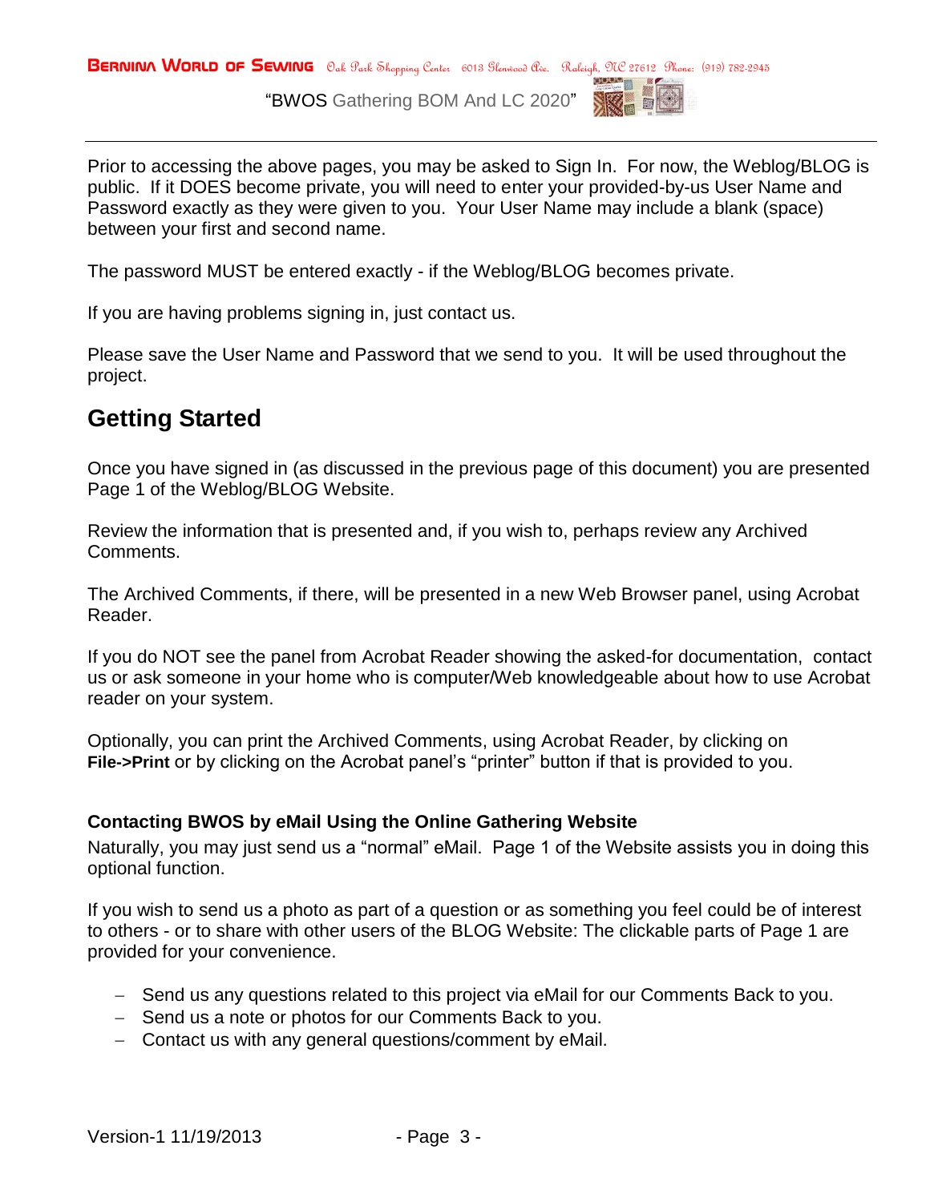Prior to accessing the above pages, you may be asked to Sign In. For now, the Weblog/BLOG is public. If it DOES become private, you will need to enter your provided-by-us User Name and Password exactly as they were given to you. Your User Name may include a blank (space) between your first and second name.

The password MUST be entered exactly - if the Weblog/BLOG becomes private.

If you are having problems signing in, just contact us.

Please save the User Name and Password that we send to you. It will be used throughout the project.

## Getting Started

Once you have signed in (as discussed in the previous page of this document) you are presented Page 1 of the Weblog/BLOG Website.

Review the information that is presented and, if you wish to, perhaps review any Archived Comments.

The Archived Comments, if there, will be presented in a new Web Browser panel, using Acrobat Reader.

If you do NOT see the panel from Acrobat Reader showing the asked-for documentation, contact us or ask someone in your home who is computer/Web knowledgeable about how to use Acrobat reader on your system.

Optionally, you can print the Archived Comments, using Acrobat Reader, by clicking on **File->Print** or by clicking on the Acrobat panel's "printer" button if that is provided to you.

### Contacting BWOS by eMail Using the Online Gathering Website

Naturally, you may just send us a "normal" eMail. Page 1 of the Website assists you in doing this optional function.

If you wish to send us a photo as part of a question or as something you feel could be of interest to others - or to share with other users of the BLOG Website: The clickable parts of Page 1 are provided for your convenience.

- Send us any questions related to this project via eMail for our Comments Back to you.
- Send us a note or photos for our Comments Back to you.
- Contact us with any general questions/comment by eMail.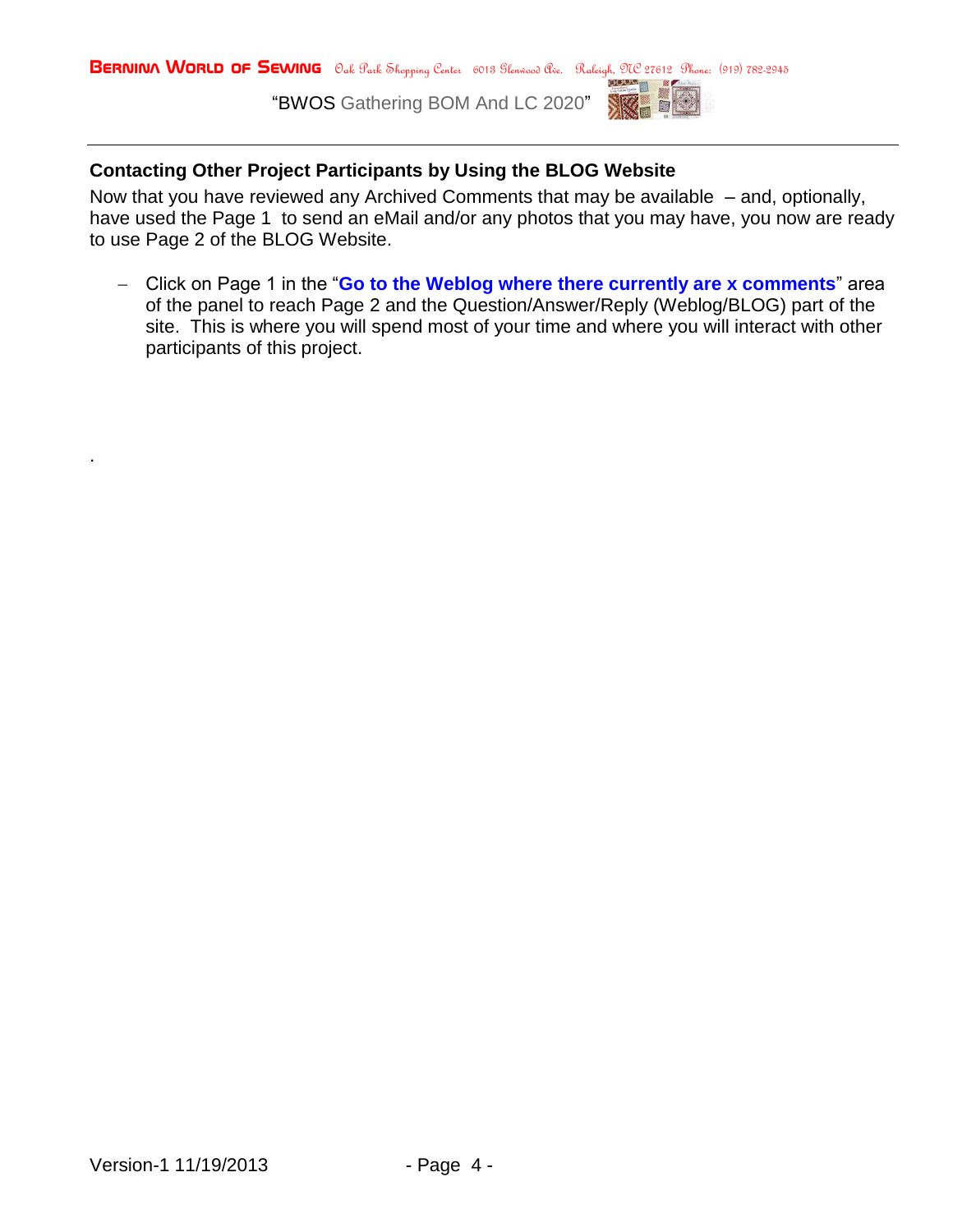### Contacting Other Project Participants by Using the BLOG Website

Now that you have reviewed any Archived Comments that may be available – and, optionally, have used the Page 1 to send an eMail and/or any photos that you may have, you now are ready to use Page 2 of the BLOG Website.

- Click on Page 1 in the "**Go to the Weblog where there currently are x comments**" area of the panel to reach Page 2 and the Question/Answer/Reply (Weblog/BLOG) part of the site. This is where you will spend most of your time and where you will interact with other participants of this project.

.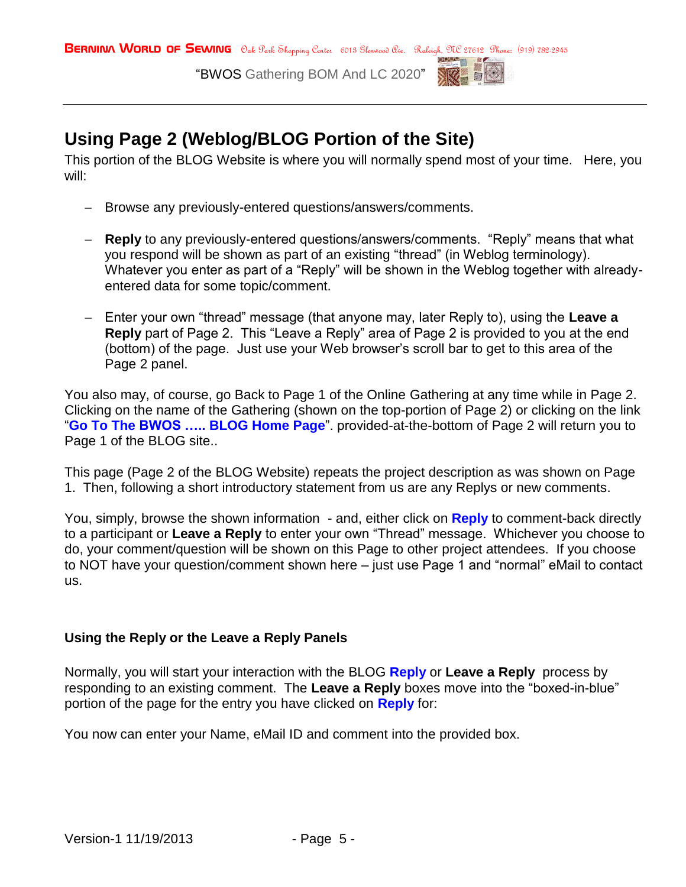## Using Page 2 (Weblog/BLOG Portion of the Site)

This portion of the BLOG Website is where you will normally spend most of your time. Here, you will:

- Browse any previously-entered questions/answers/comments.
- **Reply** to any previously-entered questions/answers/comments. "Reply" means that what you respond will be shown as part of an existing "thread" (in Weblog terminology). Whatever you enter as part of a "Reply" will be shown in the Weblog together with already-entered data for some topic/comment.
- Enter your own "thread" message (that anyone may, later Reply to), using the **Leave a Reply** part of Page 2. This "Leave a Reply" area of Page 2 is provided to you at the end (bottom) of the page. Just use your Web browser's scroll bar to get to this area of the Page 2 panel.

You also may, of course, go Back to Page 1 of the Online Gathering at any time while in Page 2. Clicking on the name of the Gathering (shown on the top-portion of Page 2) or clicking on the link "**Go To The BWOS ….. BLOG Home Page**". provided-at-the-bottom of Page 2 will return you to Page 1 of the BLOG site..

This page (Page 2 of the BLOG Website) repeats the project description as was shown on Page 1. Then, following a short introductory statement from us are any Replys or new comments.

You, simply, browse the shown information - and, either click on **Reply** to comment-back directly to a participant or **Leave a Reply** to enter your own "Thread" message. Whichever you choose to do, your comment/question will be shown on this Page to other project attendees. If you choose to NOT have your question/comment shown here – just use Page 1 and "normal" eMail to contact us.

### Using the Reply or the Leave a Reply Panels

Normally, you will start your interaction with the BLOG **Reply** or **Leave a Reply** process by responding to an existing comment. The **Leave a Reply** boxes move into the "boxed-in-blue" portion of the page for the entry you have clicked on **Reply** for:

You now can enter your Name, eMail ID and comment into the provided box.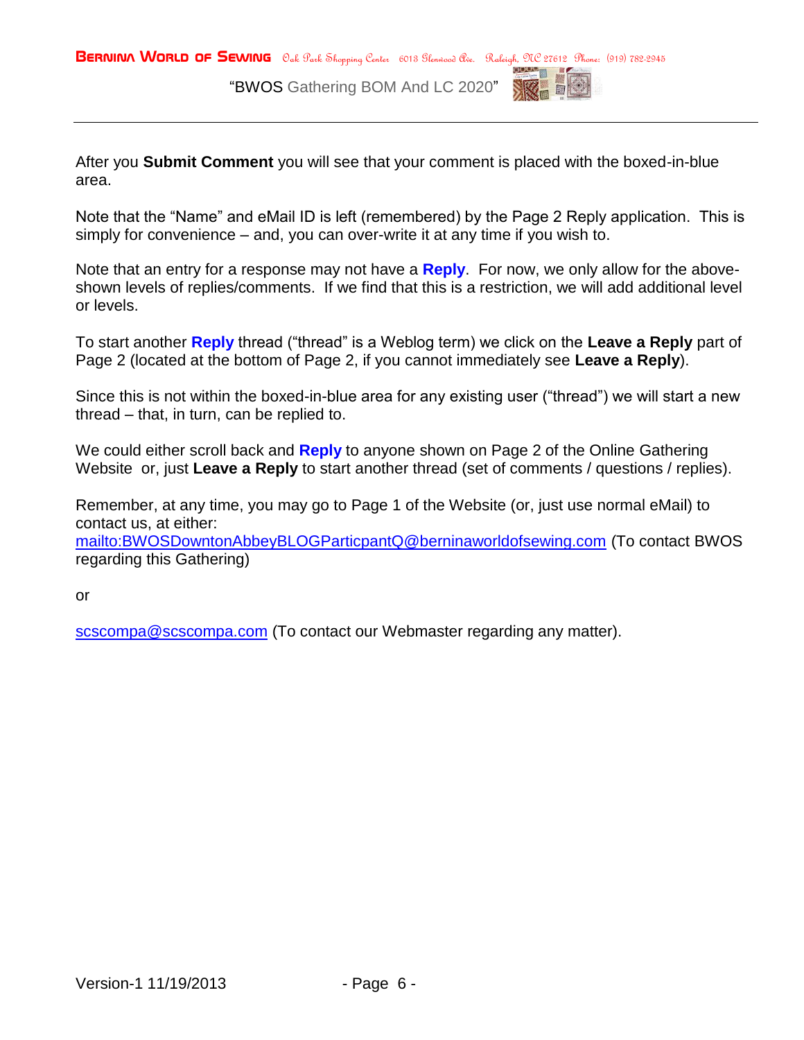After you **Submit Comment** you will see that your comment is placed with the boxed-in-blue area.

Note that the “Name” and eMail ID is left (remembered) by the Page 2 Reply application. This is simply for convenience – and, you can over-write it at any time if you wish to.

Note that an entry for a response may not have a **Reply**. For now, we only allow for the above-shown levels of replies/comments. If we find that this is a restriction, we will add additional level or levels.

To start another **Reply** thread (“thread” is a Weblog term) we click on the **Leave a Reply** part of Page 2 (located at the bottom of Page 2, if you cannot immediately see **Leave a Reply**).

Since this is not within the boxed-in-blue area for any existing user (“thread”) we will start a new thread – that, in turn, can be replied to.

We could either scroll back and **Reply** to anyone shown on Page 2 of the Online Gathering Website or, just **Leave a Reply** to start another thread (set of comments / questions / replies).

Remember, at any time, you may go to Page 1 of the Website (or, just use normal eMail) to contact us, at either:
mailto:BWOSDowntonAbbeyBLOGParticpantQ@berninaworldofsewing.com (To contact BWOS regarding this Gathering)

or

scscompa@scscompa.com (To contact our Webmaster regarding any matter).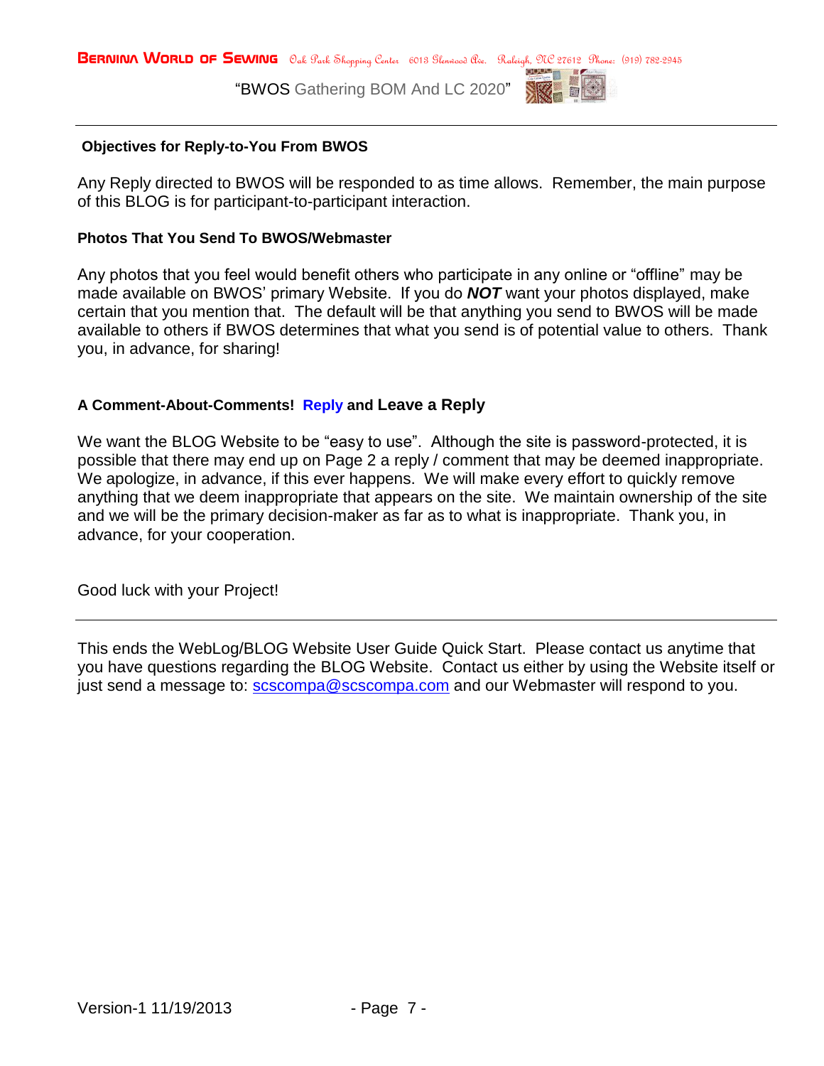**Objectives for Reply-to-You From BWOS**

Any Reply directed to BWOS will be responded to as time allows. Remember, the main purpose of this BLOG is for participant-to-participant interaction.

**Photos That You Send To BWOS/Webmaster**

Any photos that you feel would benefit others who participate in any online or "offline" may be made available on BWOS' primary Website. If you do ***NOT*** want your photos displayed, make certain that you mention that. The default will be that anything you send to BWOS will be made available to others if BWOS determines that what you send is of potential value to others. Thank you, in advance, for sharing!

**A Comment-About-Comments! Reply and Leave a Reply**

We want the BLOG Website to be "easy to use". Although the site is password-protected, it is possible that there may end up on Page 2 a reply / comment that may be deemed inappropriate. We apologize, in advance, if this ever happens. We will make every effort to quickly remove anything that we deem inappropriate that appears on the site. We maintain ownership of the site and we will be the primary decision-maker as far as to what is inappropriate. Thank you, in advance, for your cooperation.

Good luck with your Project!

---

This ends the WebLog/BLOG Website User Guide Quick Start. Please contact us anytime that you have questions regarding the BLOG Website. Contact us either by using the Website itself or just send a message to: scscompa@scscompa.com and our Webmaster will respond to you.